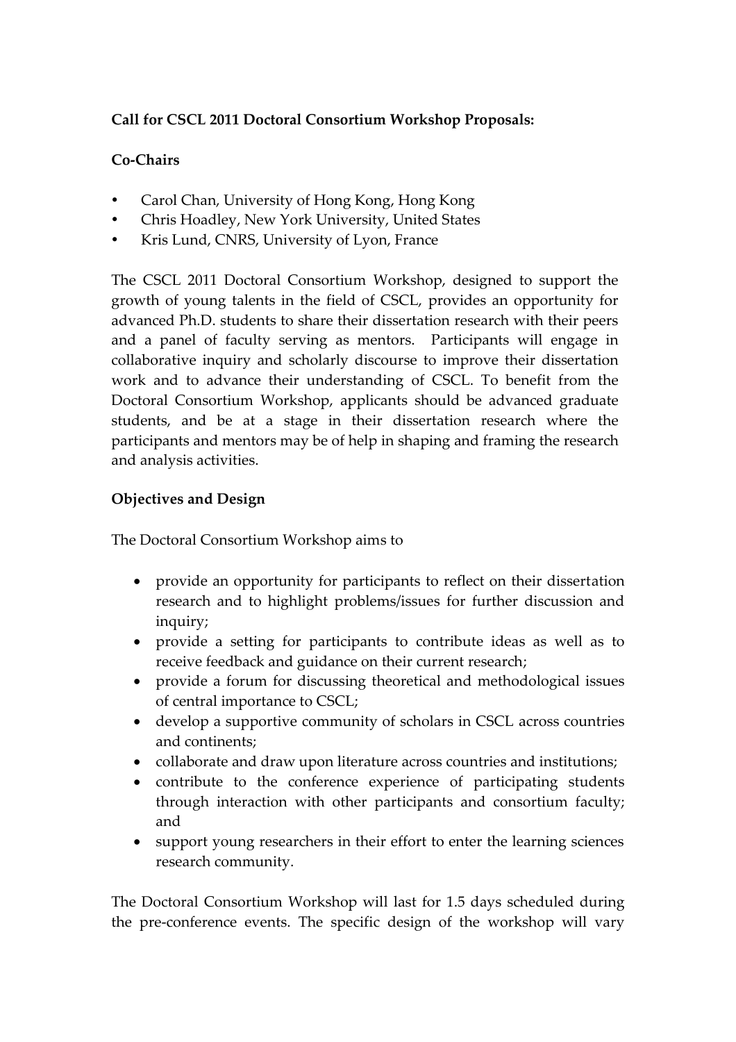**Call for CSCL 2011 Doctoral Consortium Workshop Proposals:**

**Co-Chairs**

- Carol Chan, University of Hong Kong, Hong Kong
- Chris Hoadley, New York University, United States
- Kris Lund, CNRS, University of Lyon, France

The CSCL 2011 Doctoral Consortium Workshop, designed to support the growth of young talents in the field of CSCL, provides an opportunity for advanced Ph.D. students to share their dissertation research with their peers and a panel of faculty serving as mentors. Participants will engage in collaborative inquiry and scholarly discourse to improve their dissertation work and to advance their understanding of CSCL. To benefit from the Doctoral Consortium Workshop, applicants should be advanced graduate students, and be at a stage in their dissertation research where the participants and mentors may be of help in shaping and framing the research and analysis activities.

**Objectives and Design**

The Doctoral Consortium Workshop aims to

- provide an opportunity for participants to reflect on their dissertation research and to highlight problems/issues for further discussion and inquiry;
- provide a setting for participants to contribute ideas as well as to receive feedback and guidance on their current research;
- provide a forum for discussing theoretical and methodological issues of central importance to CSCL;
- develop a supportive community of scholars in CSCL across countries and continents;
- collaborate and draw upon literature across countries and institutions;
- contribute to the conference experience of participating students through interaction with other participants and consortium faculty; and
- support young researchers in their effort to enter the learning sciences research community.

The Doctoral Consortium Workshop will last for 1.5 days scheduled during the pre-conference events. The specific design of the workshop will vary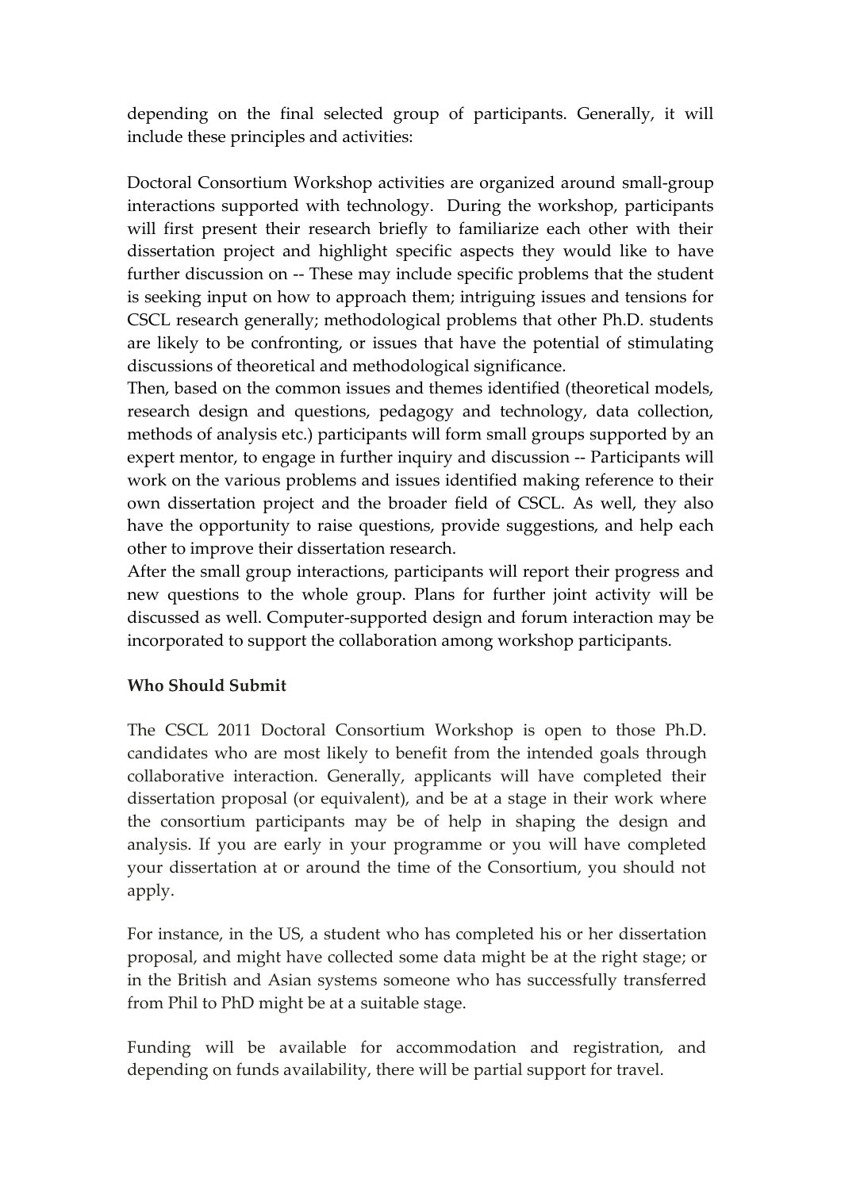depending on the final selected group of participants. Generally, it will include these principles and activities:

Doctoral Consortium Workshop activities are organized around small-group interactions supported with technology. During the workshop, participants will first present their research briefly to familiarize each other with their dissertation project and highlight specific aspects they would like to have further discussion on -- These may include specific problems that the student is seeking input on how to approach them; intriguing issues and tensions for CSCL research generally; methodological problems that other Ph.D. students are likely to be confronting, or issues that have the potential of stimulating discussions of theoretical and methodological significance.

Then, based on the common issues and themes identified (theoretical models, research design and questions, pedagogy and technology, data collection, methods of analysis etc.) participants will form small groups supported by an expert mentor, to engage in further inquiry and discussion -- Participants will work on the various problems and issues identified making reference to their own dissertation project and the broader field of CSCL. As well, they also have the opportunity to raise questions, provide suggestions, and help each other to improve their dissertation research.

After the small group interactions, participants will report their progress and new questions to the whole group. Plans for further joint activity will be discussed as well. Computer-supported design and forum interaction may be incorporated to support the collaboration among workshop participants.

**Who Should Submit**

The CSCL 2011 Doctoral Consortium Workshop is open to those Ph.D. candidates who are most likely to benefit from the intended goals through collaborative interaction. Generally, applicants will have completed their dissertation proposal (or equivalent), and be at a stage in their work where the consortium participants may be of help in shaping the design and analysis. If you are early in your programme or you will have completed your dissertation at or around the time of the Consortium, you should not apply.

For instance, in the US, a student who has completed his or her dissertation proposal, and might have collected some data might be at the right stage; or in the British and Asian systems someone who has successfully transferred from Phil to PhD might be at a suitable stage.

Funding will be available for accommodation and registration, and depending on funds availability, there will be partial support for travel.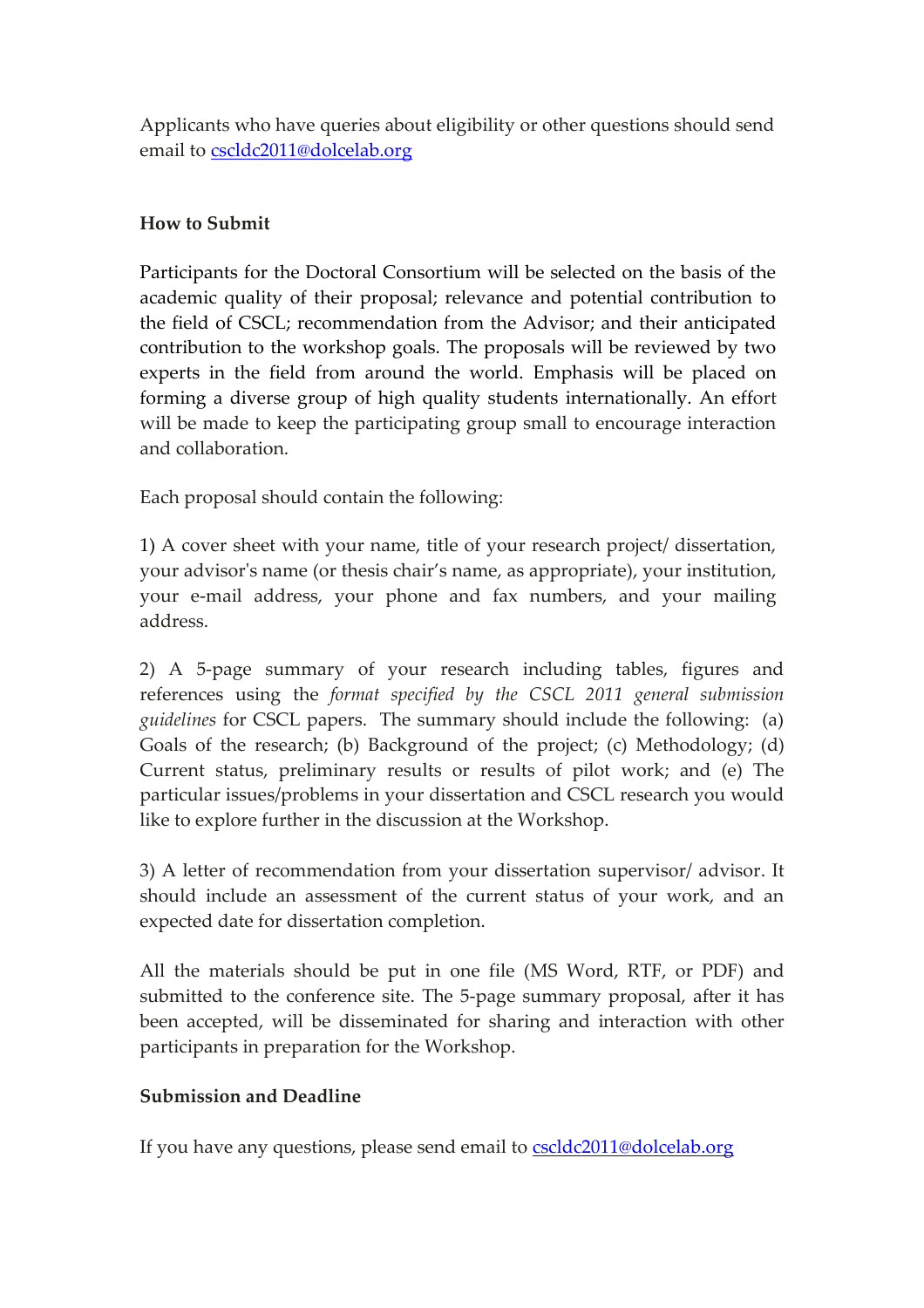Applicants who have queries about eligibility or other questions should send email to [cscldc2011@dolcelab.org](mailto:cscldc2011@dolcelab.org)

**How to Submit**

Participants for the Doctoral Consortium will be selected on the basis of the academic quality of their proposal; relevance and potential contribution to the field of CSCL; recommendation from the Advisor; and their anticipated contribution to the workshop goals. The proposals will be reviewed by two experts in the field from around the world. Emphasis will be placed on forming a diverse group of high quality students internationally. An effort will be made to keep the participating group small to encourage interaction and collaboration.

Each proposal should contain the following:

1) A cover sheet with your name, title of your research project/ dissertation, your advisor's name (or thesis chair's name, as appropriate), your institution, your e-mail address, your phone and fax numbers, and your mailing address.

2) A 5-page summary of your research including tables, figures and references using the *format specified by the CSCL 2011 general submission guidelines* for CSCL papers. The summary should include the following: (a) Goals of the research; (b) Background of the project; (c) Methodology; (d) Current status, preliminary results or results of pilot work; and (e) The particular issues/problems in your dissertation and CSCL research you would like to explore further in the discussion at the Workshop.

3) A letter of recommendation from your dissertation supervisor/ advisor. It should include an assessment of the current status of your work, and an expected date for dissertation completion.

All the materials should be put in one file (MS Word, RTF, or PDF) and submitted to the conference site. The 5-page summary proposal, after it has been accepted, will be disseminated for sharing and interaction with other participants in preparation for the Workshop.

**Submission and Deadline**

If you have any questions, please send email to [cscldc2011@dolcelab.org](mailto:cscldc2011@dolcelab.org)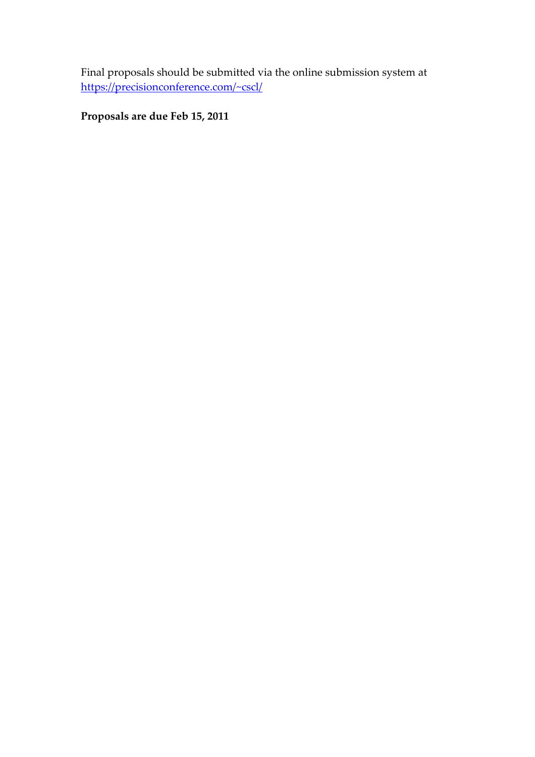Final proposals should be submitted via the online submission system at [https://precisionconference.com/~cscl/](https://precisionconference.com/~cscl/)

**Proposals are due Feb 15, 2011**